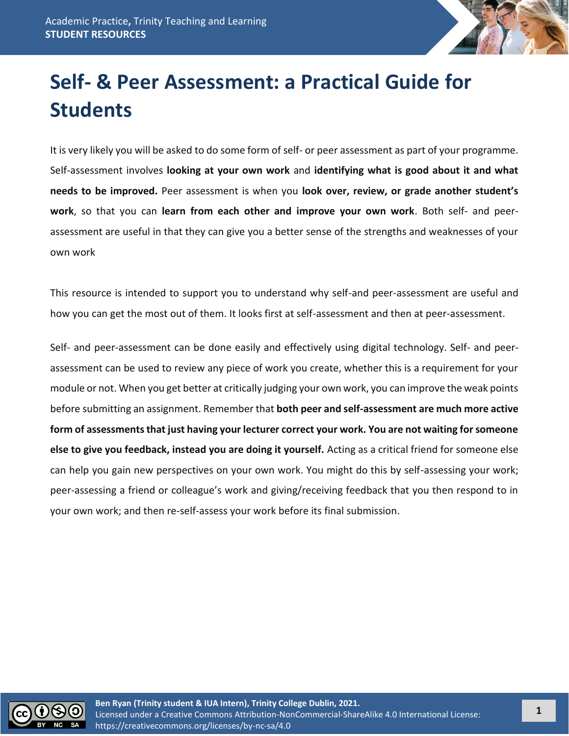# Self- & Peer Assessment: a Practical Guide for Students

It is very likely you will be asked to do some form of self- or peer assessment as part of your programme. Self-assessment involves **looking at your own work** and **identifying what is good about it and what needs to be improved.** Peer assessment is when you **look over, review, or grade another student's work**, so that you can **learn from each other and improve your own work**. Both self- and peer-assessment are useful in that they can give you a better sense of the strengths and weaknesses of your own work

This resource is intended to support you to understand why self-and peer-assessment are useful and how you can get the most out of them. It looks first at self-assessment and then at peer-assessment.

Self- and peer-assessment can be done easily and effectively using digital technology. Self- and peer-assessment can be used to review any piece of work you create, whether this is a requirement for your module or not. When you get better at critically judging your own work, you can improve the weak points before submitting an assignment. Remember that **both peer and self-assessment are much more active form of assessments that just having your lecturer correct your work. You are not waiting for someone else to give you feedback, instead you are doing it yourself.** Acting as a critical friend for someone else can help you gain new perspectives on your own work. You might do this by self-assessing your work; peer-assessing a friend or colleague's work and giving/receiving feedback that you then respond to in your own work; and then re-self-assess your work before its final submission.

**Ben Ryan (Trinity student & IUA Intern), Trinity College Dublin, 2021.**
Licensed under a Creative Commons Attribution-NonCommercial-ShareAlike 4.0 International License: https://creativecommons.org/licenses/by-nc-sa/4.0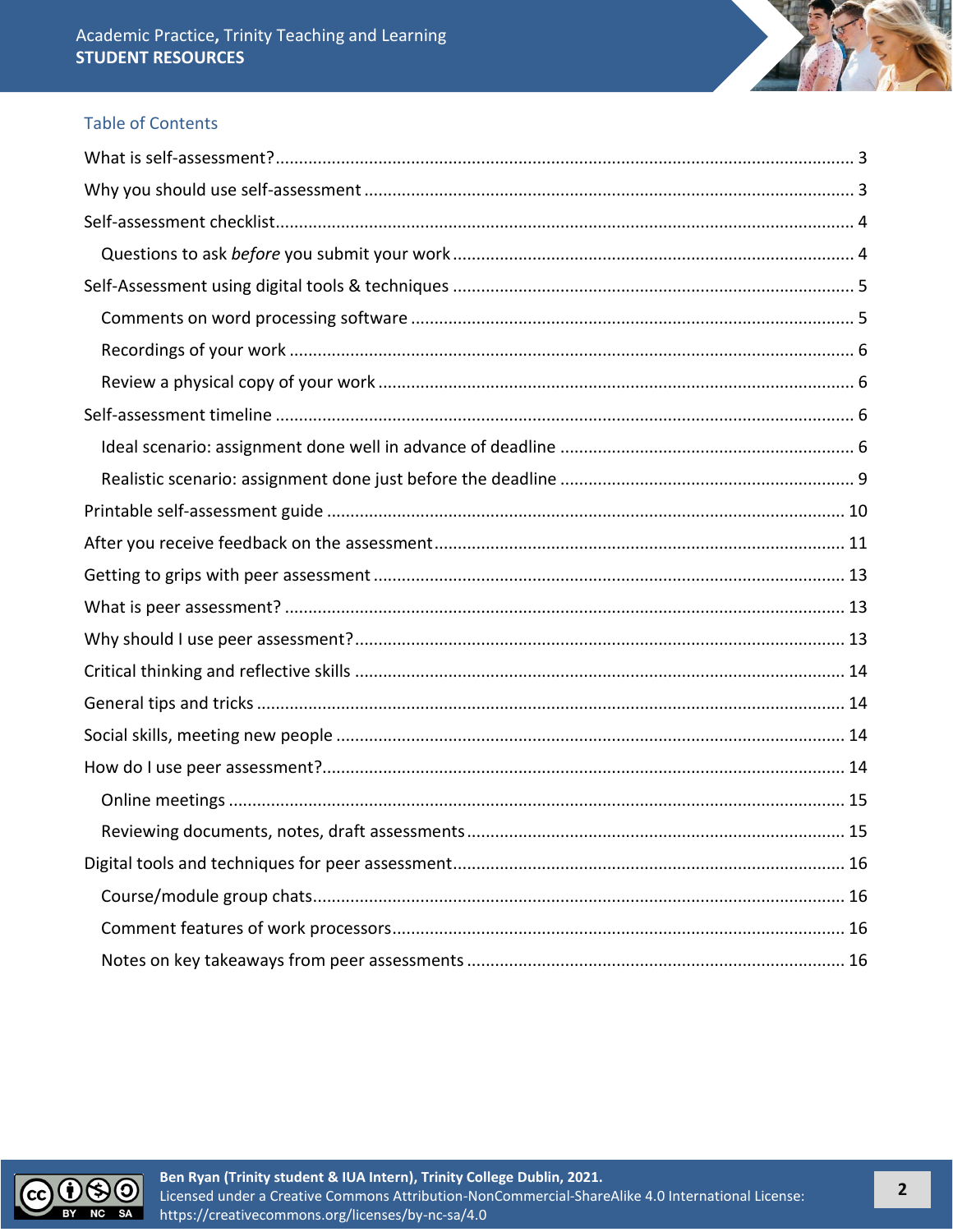## Table of Contents

- What is self-assessment? ... 3
- Why you should use self-assessment ... 3
- Self-assessment checklist ... 4
  - Questions to ask *before* you submit your work ... 4
- Self-Assessment using digital tools & techniques ... 5
  - Comments on word processing software ... 5
  - Recordings of your work ... 6
  - Review a physical copy of your work ... 6
- Self-assessment timeline ... 6
  - Ideal scenario: assignment done well in advance of deadline ... 6
  - Realistic scenario: assignment done just before the deadline ... 9
- Printable self-assessment guide ... 10
- After you receive feedback on the assessment ... 11
- Getting to grips with peer assessment ... 13
- What is peer assessment? ... 13
- Why should I use peer assessment? ... 13
- Critical thinking and reflective skills ... 14
- General tips and tricks ... 14
- Social skills, meeting new people ... 14
- How do I use peer assessment? ... 14
  - Online meetings ... 15
  - Reviewing documents, notes, draft assessments ... 15
- Digital tools and techniques for peer assessment ... 16
  - Course/module group chats ... 16
  - Comment features of work processors ... 16
  - Notes on key takeaways from peer assessments ... 16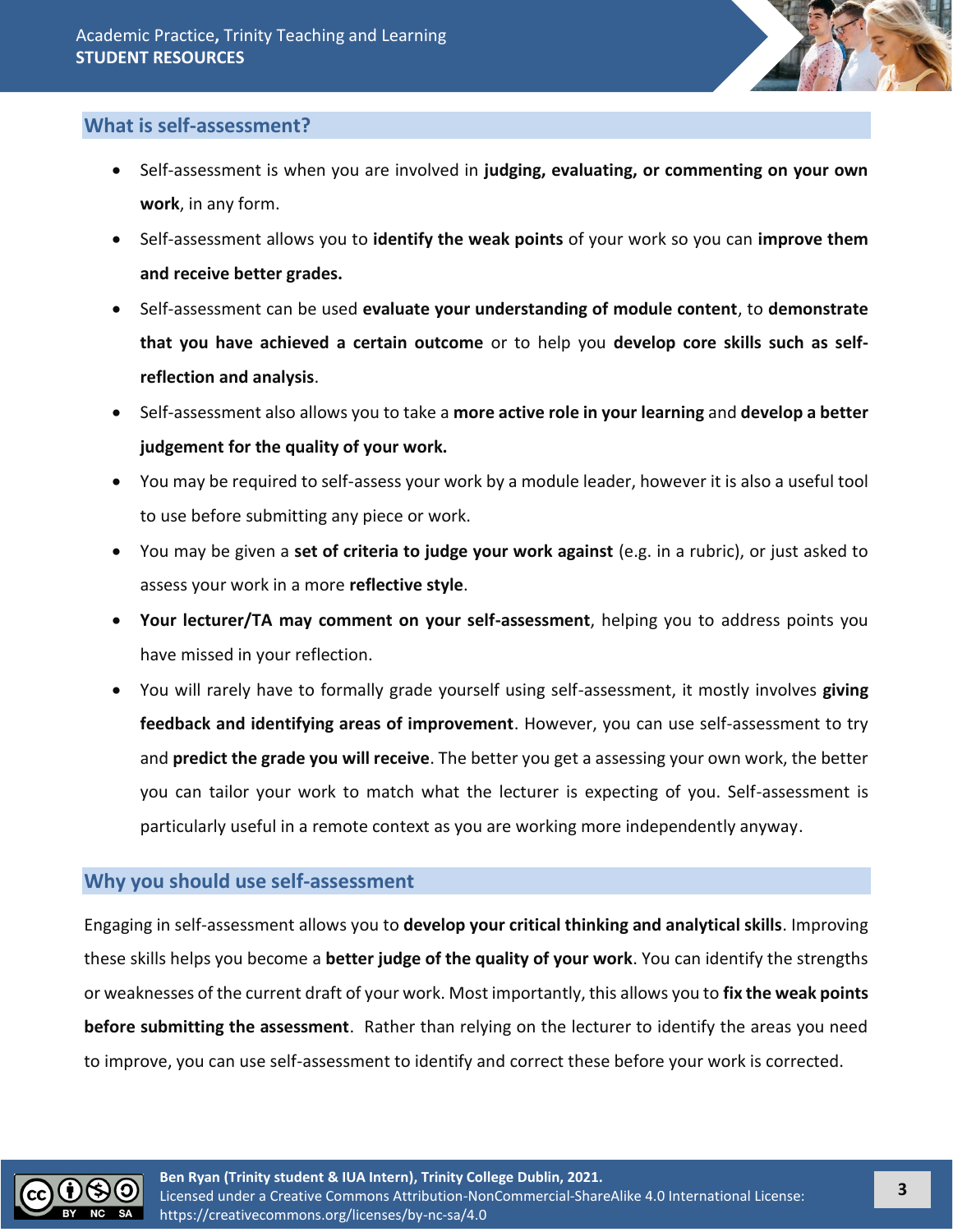## What is self-assessment?

- Self-assessment is when you are involved in **judging, evaluating, or commenting on your own work**, in any form.
- Self-assessment allows you to **identify the weak points** of your work so you can **improve them and receive better grades.**
- Self-assessment can be used **evaluate your understanding of module content**, to **demonstrate that you have achieved a certain outcome** or to help you **develop core skills such as self-reflection and analysis**.
- Self-assessment also allows you to take a **more active role in your learning** and **develop a better judgement for the quality of your work.**
- You may be required to self-assess your work by a module leader, however it is also a useful tool to use before submitting any piece or work.
- You may be given a **set of criteria to judge your work against** (e.g. in a rubric), or just asked to assess your work in a more **reflective style**.
- **Your lecturer/TA may comment on your self-assessment**, helping you to address points you have missed in your reflection.
- You will rarely have to formally grade yourself using self-assessment, it mostly involves **giving feedback and identifying areas of improvement**. However, you can use self-assessment to try and **predict the grade you will receive**. The better you get a assessing your own work, the better you can tailor your work to match what the lecturer is expecting of you. Self-assessment is particularly useful in a remote context as you are working more independently anyway.

## Why you should use self-assessment

Engaging in self-assessment allows you to **develop your critical thinking and analytical skills**. Improving these skills helps you become a **better judge of the quality of your work**. You can identify the strengths or weaknesses of the current draft of your work. Most importantly, this allows you to **fix the weak points before submitting the assessment**. Rather than relying on the lecturer to identify the areas you need to improve, you can use self-assessment to identify and correct these before your work is corrected.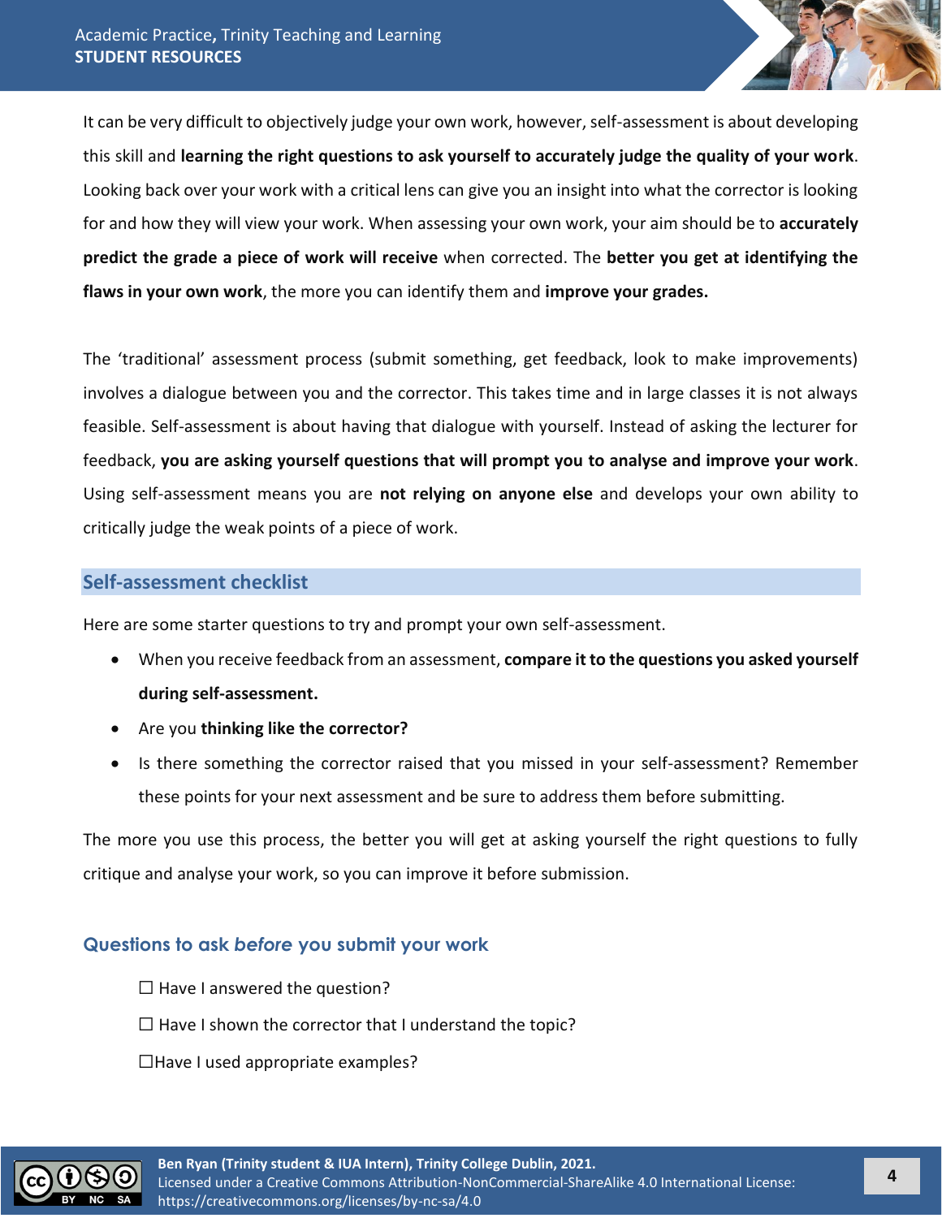It can be very difficult to objectively judge your own work, however, self-assessment is about developing this skill and **learning the right questions to ask yourself to accurately judge the quality of your work**. Looking back over your work with a critical lens can give you an insight into what the corrector is looking for and how they will view your work. When assessing your own work, your aim should be to **accurately predict the grade a piece of work will receive** when corrected. The **better you get at identifying the flaws in your own work**, the more you can identify them and **improve your grades.**

The 'traditional' assessment process (submit something, get feedback, look to make improvements) involves a dialogue between you and the corrector. This takes time and in large classes it is not always feasible. Self-assessment is about having that dialogue with yourself. Instead of asking the lecturer for feedback, **you are asking yourself questions that will prompt you to analyse and improve your work**. Using self-assessment means you are **not relying on anyone else** and develops your own ability to critically judge the weak points of a piece of work.

## Self-assessment checklist

Here are some starter questions to try and prompt your own self-assessment.

- When you receive feedback from an assessment, **compare it to the questions you asked yourself during self-assessment.**
- Are you **thinking like the corrector?**
- Is there something the corrector raised that you missed in your self-assessment? Remember these points for your next assessment and be sure to address them before submitting.

The more you use this process, the better you will get at asking yourself the right questions to fully critique and analyse your work, so you can improve it before submission.

### Questions to ask *before* you submit your work

☐ Have I answered the question?

☐ Have I shown the corrector that I understand the topic?

☐Have I used appropriate examples?

**Ben Ryan (Trinity student & IUA Intern), Trinity College Dublin, 2021.**
Licensed under a Creative Commons Attribution-NonCommercial-ShareAlike 4.0 International License: https://creativecommons.org/licenses/by-nc-sa/4.0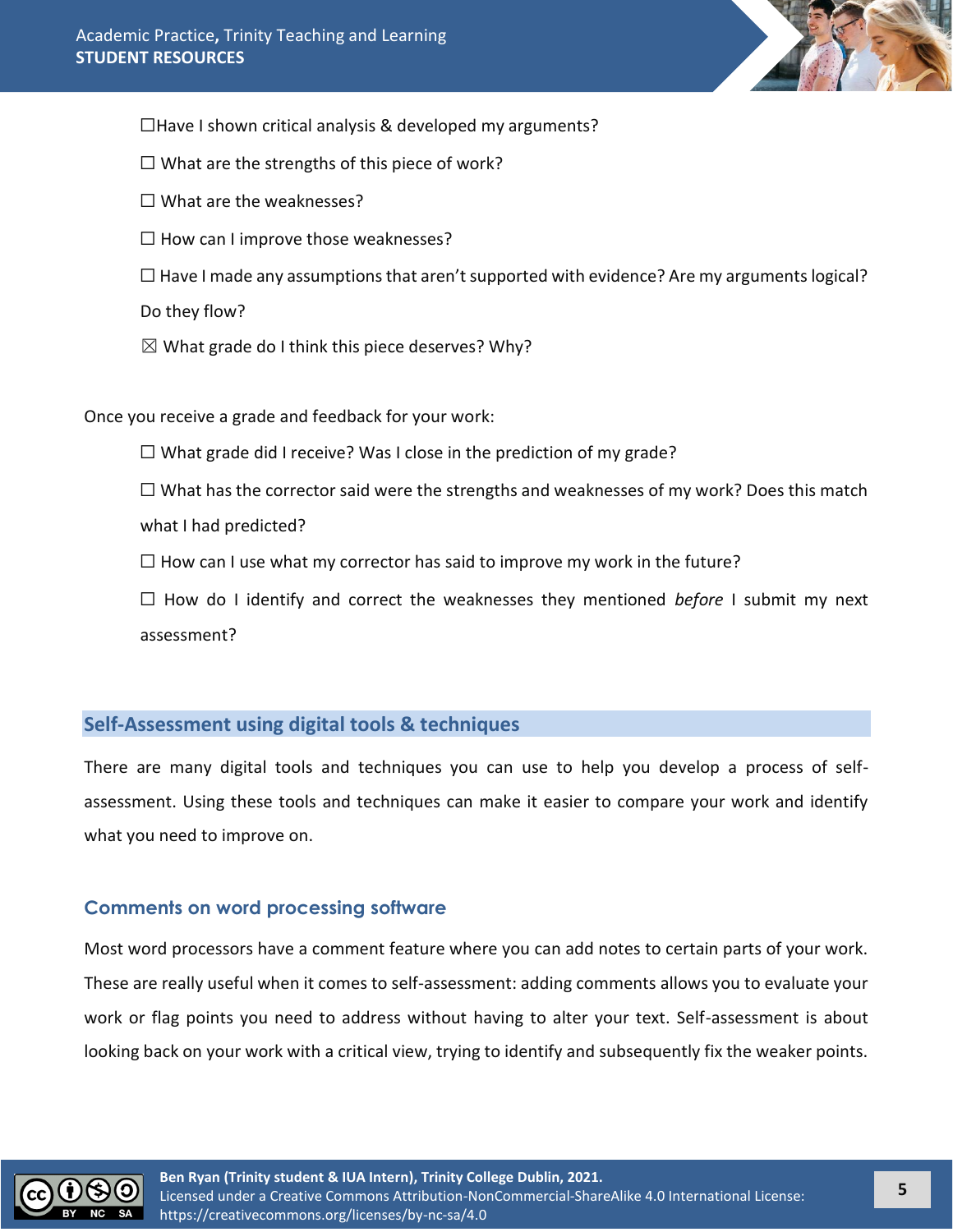☐Have I shown critical analysis & developed my arguments?

☐ What are the strengths of this piece of work?

☐ What are the weaknesses?

☐ How can I improve those weaknesses?

☐ Have I made any assumptions that aren't supported with evidence? Are my arguments logical? Do they flow?

☒ What grade do I think this piece deserves? Why?

Once you receive a grade and feedback for your work:

☐ What grade did I receive? Was I close in the prediction of my grade?

☐ What has the corrector said were the strengths and weaknesses of my work? Does this match what I had predicted?

☐ How can I use what my corrector has said to improve my work in the future?

☐ How do I identify and correct the weaknesses they mentioned *before* I submit my next assessment?

## Self-Assessment using digital tools & techniques

There are many digital tools and techniques you can use to help you develop a process of self-assessment. Using these tools and techniques can make it easier to compare your work and identify what you need to improve on.

### Comments on word processing software

Most word processors have a comment feature where you can add notes to certain parts of your work. These are really useful when it comes to self-assessment: adding comments allows you to evaluate your work or flag points you need to address without having to alter your text. Self-assessment is about looking back on your work with a critical view, trying to identify and subsequently fix the weaker points.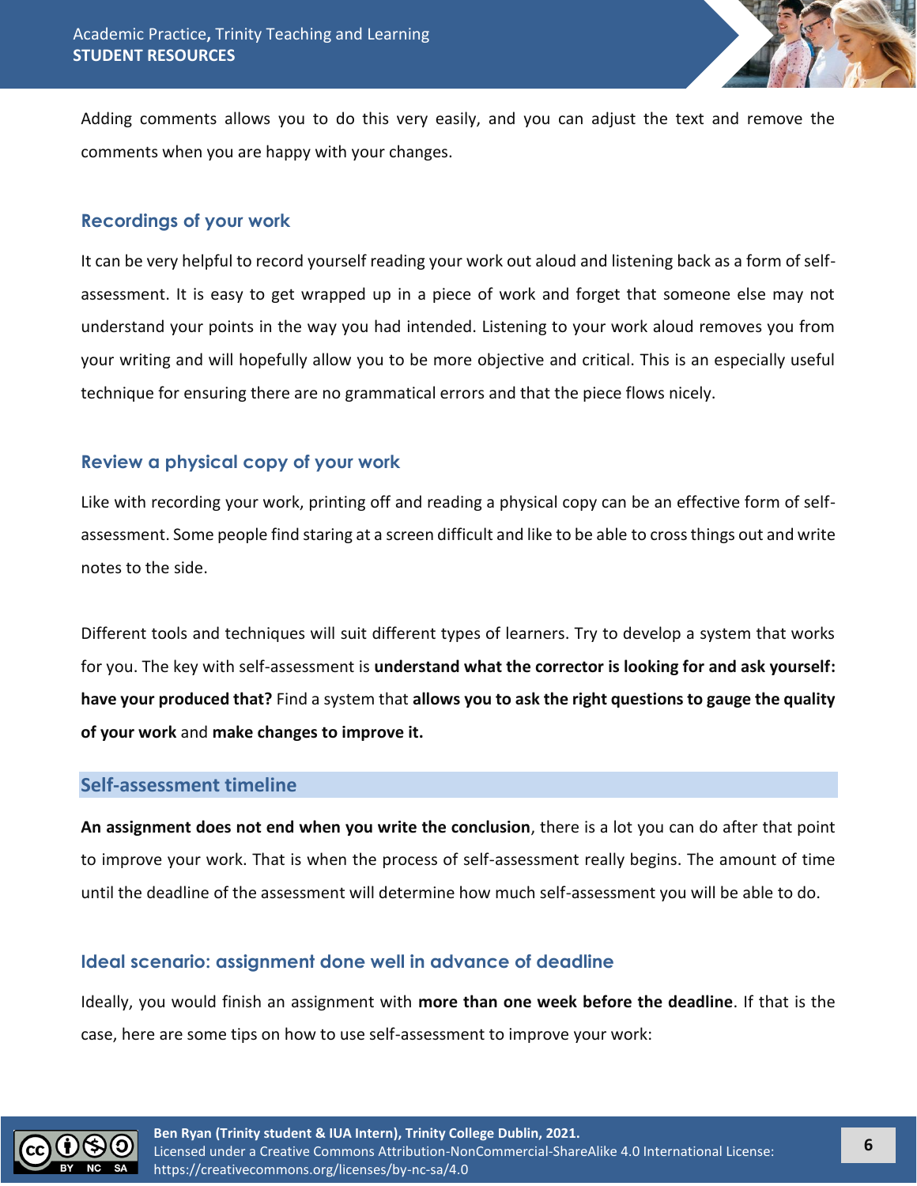Adding comments allows you to do this very easily, and you can adjust the text and remove the comments when you are happy with your changes.

### Recordings of your work

It can be very helpful to record yourself reading your work out aloud and listening back as a form of self-assessment. It is easy to get wrapped up in a piece of work and forget that someone else may not understand your points in the way you had intended. Listening to your work aloud removes you from your writing and will hopefully allow you to be more objective and critical. This is an especially useful technique for ensuring there are no grammatical errors and that the piece flows nicely.

### Review a physical copy of your work

Like with recording your work, printing off and reading a physical copy can be an effective form of self-assessment. Some people find staring at a screen difficult and like to be able to cross things out and write notes to the side.

Different tools and techniques will suit different types of learners. Try to develop a system that works for you. The key with self-assessment is **understand what the corrector is looking for and ask yourself: have your produced that?** Find a system that **allows you to ask the right questions to gauge the quality of your work** and **make changes to improve it.**

## Self-assessment timeline

**An assignment does not end when you write the conclusion**, there is a lot you can do after that point to improve your work. That is when the process of self-assessment really begins. The amount of time until the deadline of the assessment will determine how much self-assessment you will be able to do.

### Ideal scenario: assignment done well in advance of deadline

Ideally, you would finish an assignment with **more than one week before the deadline**. If that is the case, here are some tips on how to use self-assessment to improve your work: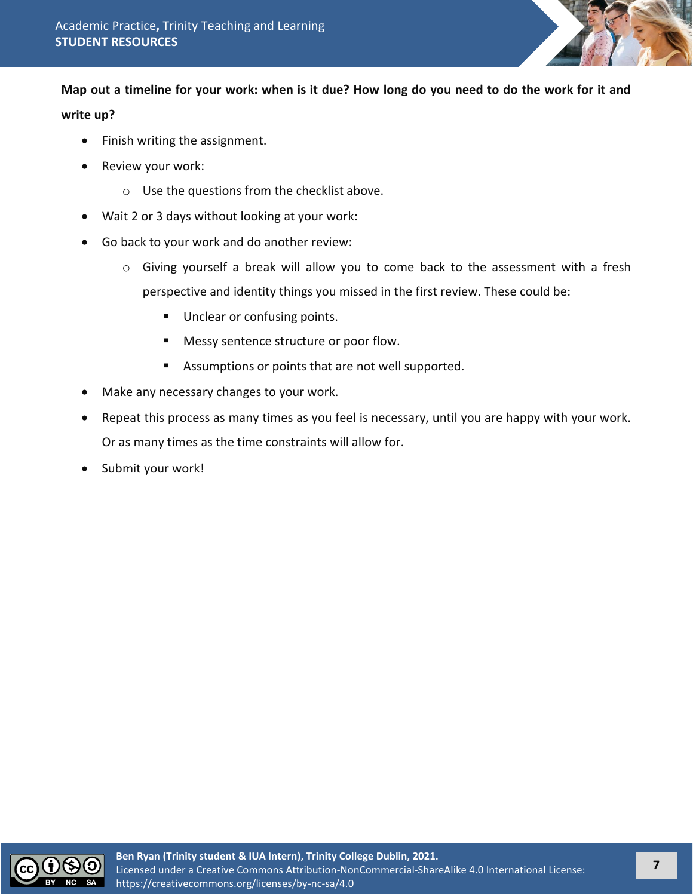**Map out a timeline for your work: when is it due? How long do you need to do the work for it and write up?**

- Finish writing the assignment.
- Review your work:
  - Use the questions from the checklist above.
- Wait 2 or 3 days without looking at your work:
- Go back to your work and do another review:
  - Giving yourself a break will allow you to come back to the assessment with a fresh perspective and identity things you missed in the first review. These could be:
    - Unclear or confusing points.
    - Messy sentence structure or poor flow.
    - Assumptions or points that are not well supported.
- Make any necessary changes to your work.
- Repeat this process as many times as you feel is necessary, until you are happy with your work. Or as many times as the time constraints will allow for.
- Submit your work!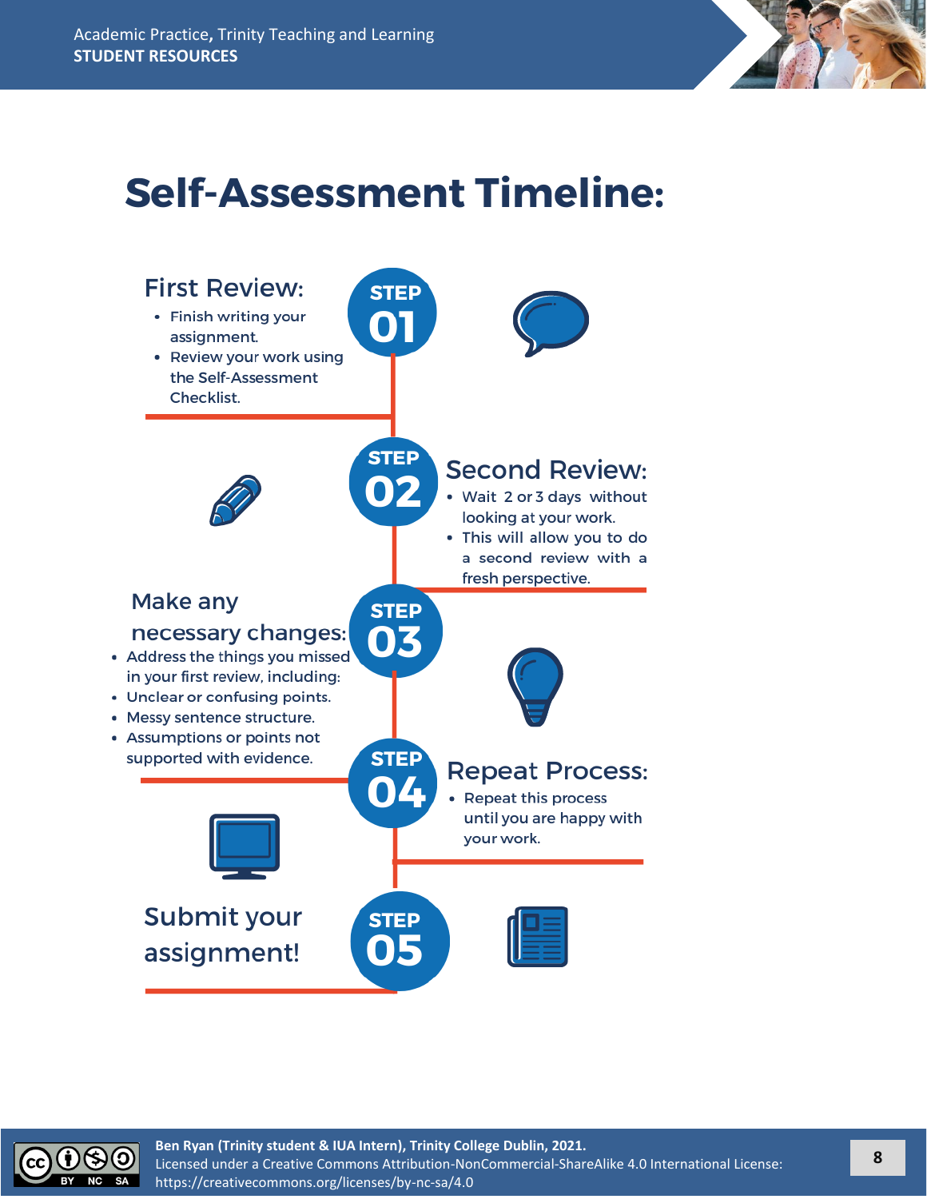# Self-Assessment Timeline:

## STEP 01 — First Review:

- Finish writing your assignment.
- Review your work using the Self-Assessment Checklist.

## STEP 02 — Second Review:

- Wait 2 or 3 days without looking at your work.
- This will allow you to do a second review with a fresh perspective.

## STEP 03 — Make any necessary changes:

- Address the things you missed in your first review, including:
- Unclear or confusing points.
- Messy sentence structure.
- Assumptions or points not supported with evidence.

## STEP 04 — Repeat Process:

- Repeat this process until you are happy with your work.

## STEP 05 — Submit your assignment!

Ben Ryan (Trinity student & IUA Intern), Trinity College Dublin, 2021.
Licensed under a Creative Commons Attribution-NonCommercial-ShareAlike 4.0 International License: https://creativecommons.org/licenses/by-nc-sa/4.0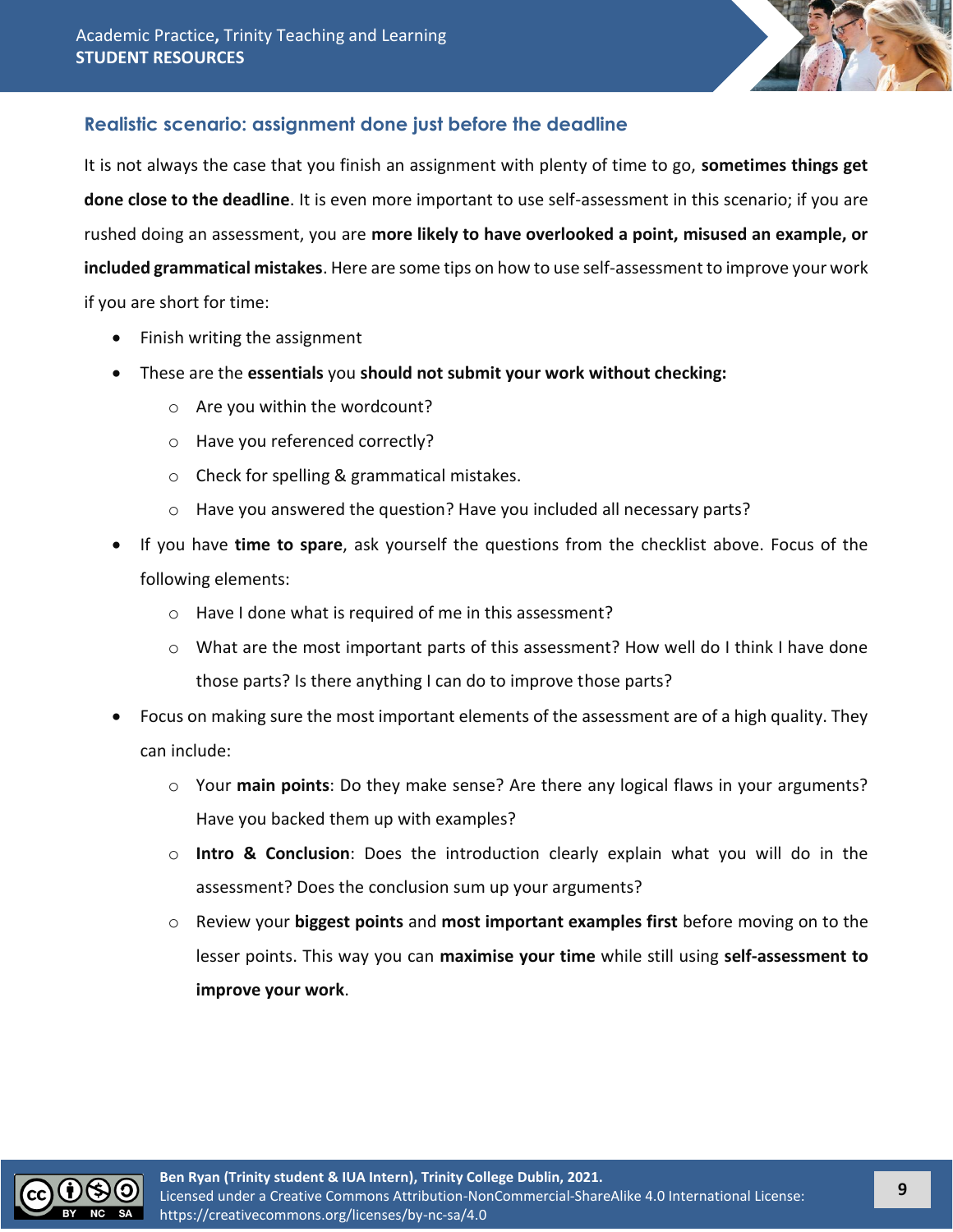### Realistic scenario: assignment done just before the deadline

It is not always the case that you finish an assignment with plenty of time to go, **sometimes things get done close to the deadline**. It is even more important to use self-assessment in this scenario; if you are rushed doing an assessment, you are **more likely to have overlooked a point, misused an example, or included grammatical mistakes**. Here are some tips on how to use self-assessment to improve your work if you are short for time:

- Finish writing the assignment
- These are the **essentials** you **should not submit your work without checking:**
  - Are you within the wordcount?
  - Have you referenced correctly?
  - Check for spelling & grammatical mistakes.
  - Have you answered the question? Have you included all necessary parts?
- If you have **time to spare**, ask yourself the questions from the checklist above. Focus of the following elements:
  - Have I done what is required of me in this assessment?
  - What are the most important parts of this assessment? How well do I think I have done those parts? Is there anything I can do to improve those parts?
- Focus on making sure the most important elements of the assessment are of a high quality. They can include:
  - Your **main points**: Do they make sense? Are there any logical flaws in your arguments? Have you backed them up with examples?
  - **Intro & Conclusion**: Does the introduction clearly explain what you will do in the assessment? Does the conclusion sum up your arguments?
  - Review your **biggest points** and **most important examples first** before moving on to the lesser points. This way you can **maximise your time** while still using **self-assessment to improve your work**.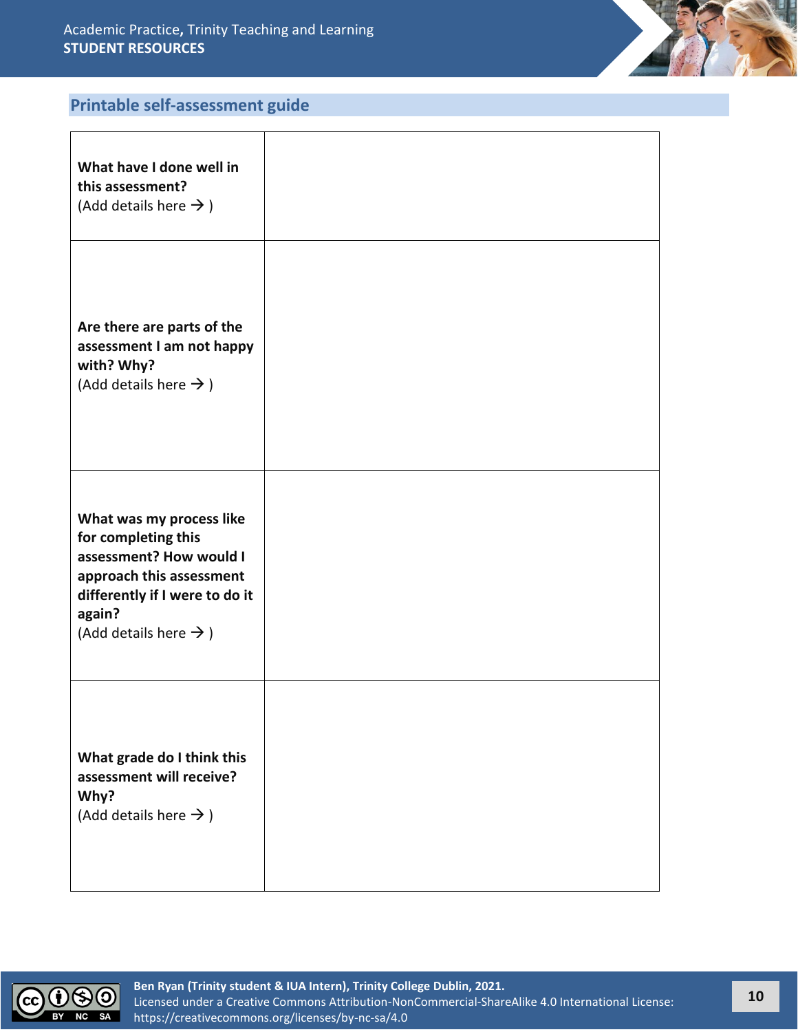## Printable self-assessment guide

| | |
|---|---|
| **What have I done well in this assessment?** (Add details here → ) | |
| **Are there are parts of the assessment I am not happy with? Why?** (Add details here → ) | |
| **What was my process like for completing this assessment? How would I approach this assessment differently if I were to do it again?** (Add details here → ) | |
| **What grade do I think this assessment will receive? Why?** (Add details here → ) | |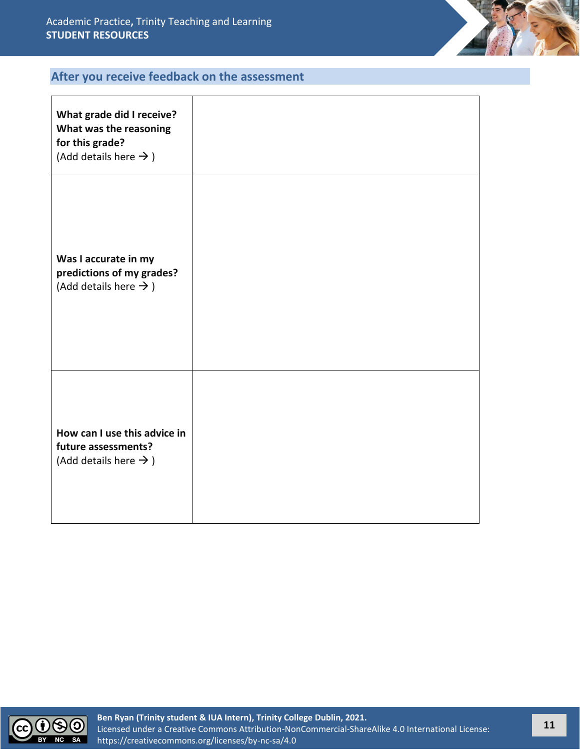## After you receive feedback on the assessment

| | |
|---|---|
| **What grade did I receive? What was the reasoning for this grade?** (Add details here → ) | |
| **Was I accurate in my predictions of my grades?** (Add details here → ) | |
| **How can I use this advice in future assessments?** (Add details here → ) | |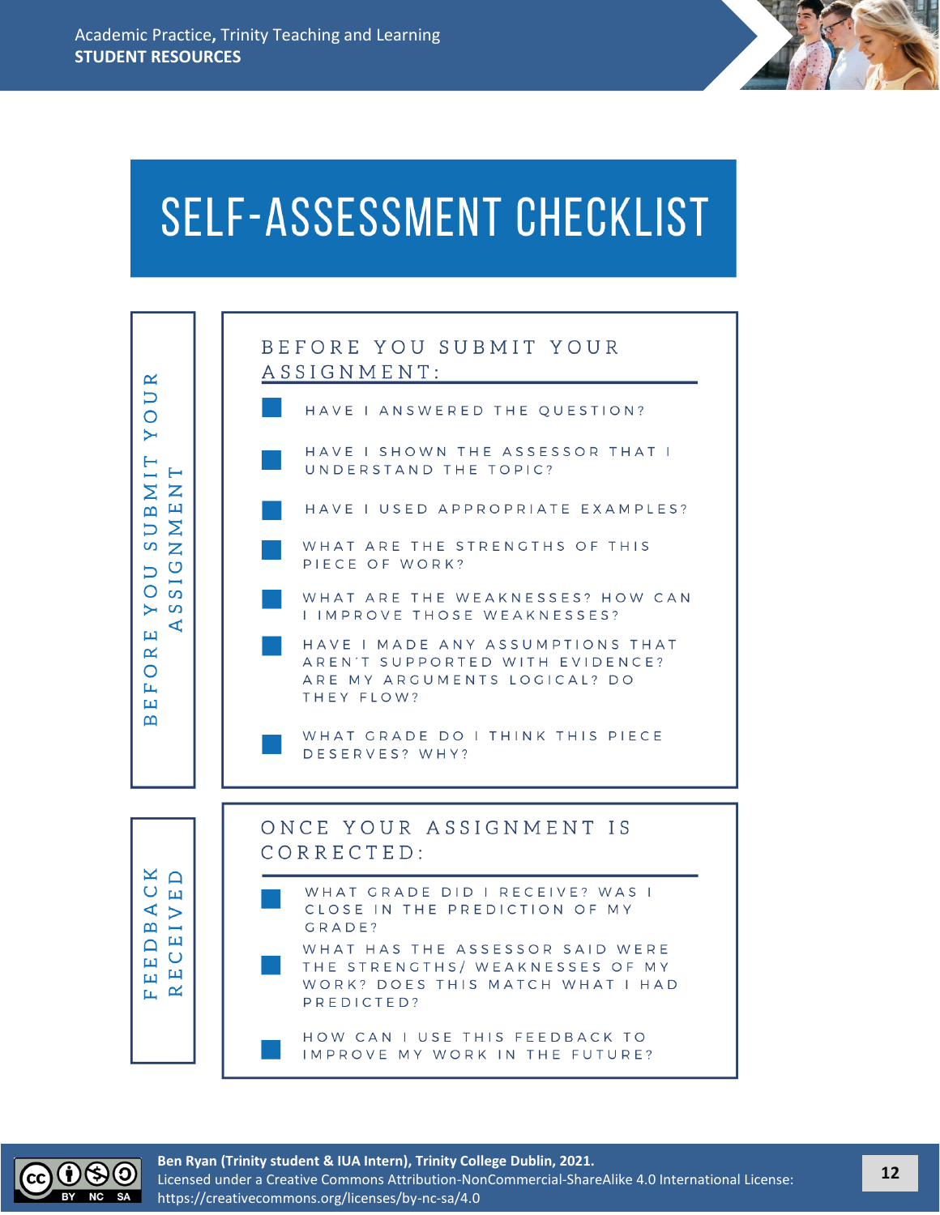# SELF-ASSESSMENT CHECKLIST

## BEFORE YOU SUBMIT YOUR ASSIGNMENT

### BEFORE YOU SUBMIT YOUR ASSIGNMENT:

- HAVE I ANSWERED THE QUESTION?
- HAVE I SHOWN THE ASSESSOR THAT I UNDERSTAND THE TOPIC?
- HAVE I USED APPROPRIATE EXAMPLES?
- WHAT ARE THE STRENGTHS OF THIS PIECE OF WORK?
- WHAT ARE THE WEAKNESSES? HOW CAN I IMPROVE THOSE WEAKNESSES?
- HAVE I MADE ANY ASSUMPTIONS THAT AREN'T SUPPORTED WITH EVIDENCE? ARE MY ARGUMENTS LOGICAL? DO THEY FLOW?
- WHAT GRADE DO I THINK THIS PIECE DESERVES? WHY?

## FEEDBACK RECEIVED

### ONCE YOUR ASSIGNMENT IS CORRECTED:

- WHAT GRADE DID I RECEIVE? WAS I CLOSE IN THE PREDICTION OF MY GRADE?
- WHAT HAS THE ASSESSOR SAID WERE THE STRENGTHS/ WEAKNESSES OF MY WORK? DOES THIS MATCH WHAT I HAD PREDICTED?
- HOW CAN I USE THIS FEEDBACK TO IMPROVE MY WORK IN THE FUTURE?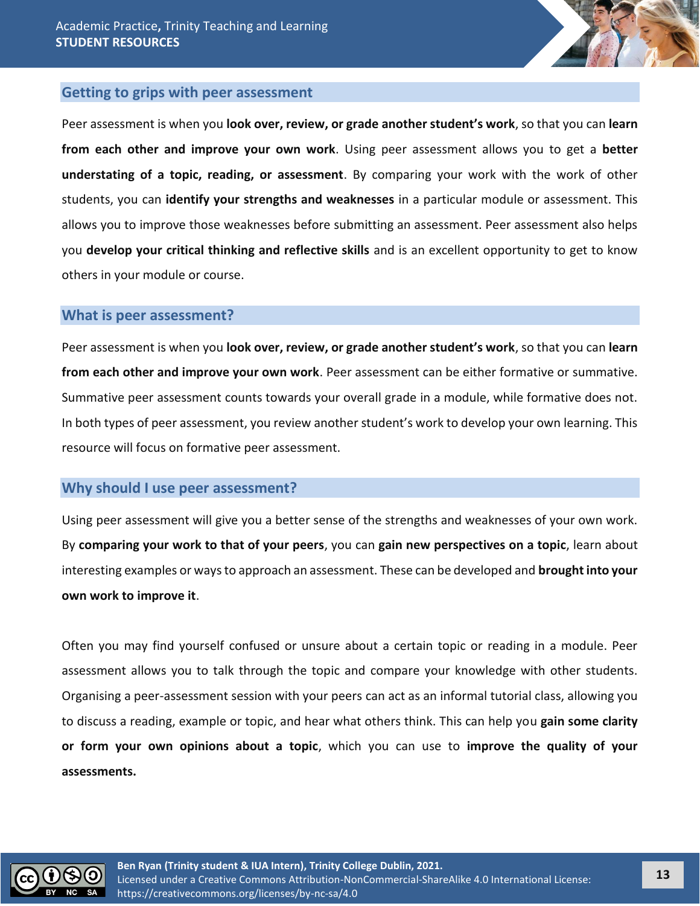## Getting to grips with peer assessment

Peer assessment is when you **look over, review, or grade another student's work**, so that you can **learn from each other and improve your own work**. Using peer assessment allows you to get a **better understating of a topic, reading, or assessment**. By comparing your work with the work of other students, you can **identify your strengths and weaknesses** in a particular module or assessment. This allows you to improve those weaknesses before submitting an assessment. Peer assessment also helps you **develop your critical thinking and reflective skills** and is an excellent opportunity to get to know others in your module or course.

## What is peer assessment?

Peer assessment is when you **look over, review, or grade another student's work**, so that you can **learn from each other and improve your own work**. Peer assessment can be either formative or summative. Summative peer assessment counts towards your overall grade in a module, while formative does not. In both types of peer assessment, you review another student's work to develop your own learning. This resource will focus on formative peer assessment.

## Why should I use peer assessment?

Using peer assessment will give you a better sense of the strengths and weaknesses of your own work. By **comparing your work to that of your peers**, you can **gain new perspectives on a topic**, learn about interesting examples or ways to approach an assessment. These can be developed and **brought into your own work to improve it**.

Often you may find yourself confused or unsure about a certain topic or reading in a module. Peer assessment allows you to talk through the topic and compare your knowledge with other students. Organising a peer-assessment session with your peers can act as an informal tutorial class, allowing you to discuss a reading, example or topic, and hear what others think. This can help you **gain some clarity or form your own opinions about a topic**, which you can use to **improve the quality of your assessments.**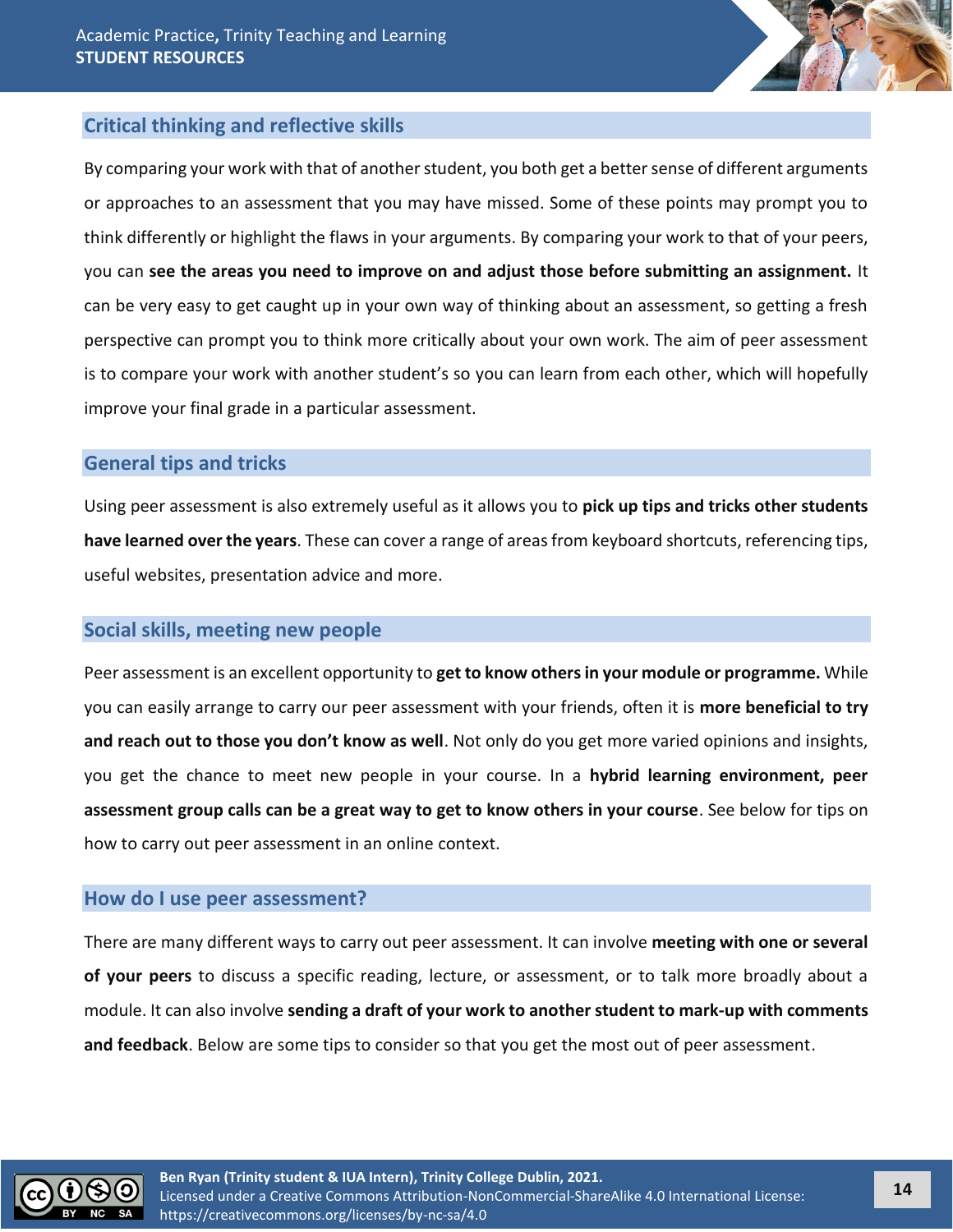## Critical thinking and reflective skills

By comparing your work with that of another student, you both get a better sense of different arguments or approaches to an assessment that you may have missed. Some of these points may prompt you to think differently or highlight the flaws in your arguments. By comparing your work to that of your peers, you can **see the areas you need to improve on and adjust those before submitting an assignment.** It can be very easy to get caught up in your own way of thinking about an assessment, so getting a fresh perspective can prompt you to think more critically about your own work. The aim of peer assessment is to compare your work with another student's so you can learn from each other, which will hopefully improve your final grade in a particular assessment.

## General tips and tricks

Using peer assessment is also extremely useful as it allows you to **pick up tips and tricks other students have learned over the years**. These can cover a range of areas from keyboard shortcuts, referencing tips, useful websites, presentation advice and more.

## Social skills, meeting new people

Peer assessment is an excellent opportunity to **get to know others in your module or programme.** While you can easily arrange to carry our peer assessment with your friends, often it is **more beneficial to try and reach out to those you don't know as well**. Not only do you get more varied opinions and insights, you get the chance to meet new people in your course. In a **hybrid learning environment, peer assessment group calls can be a great way to get to know others in your course**. See below for tips on how to carry out peer assessment in an online context.

## How do I use peer assessment?

There are many different ways to carry out peer assessment. It can involve **meeting with one or several of your peers** to discuss a specific reading, lecture, or assessment, or to talk more broadly about a module. It can also involve **sending a draft of your work to another student to mark-up with comments and feedback**. Below are some tips to consider so that you get the most out of peer assessment.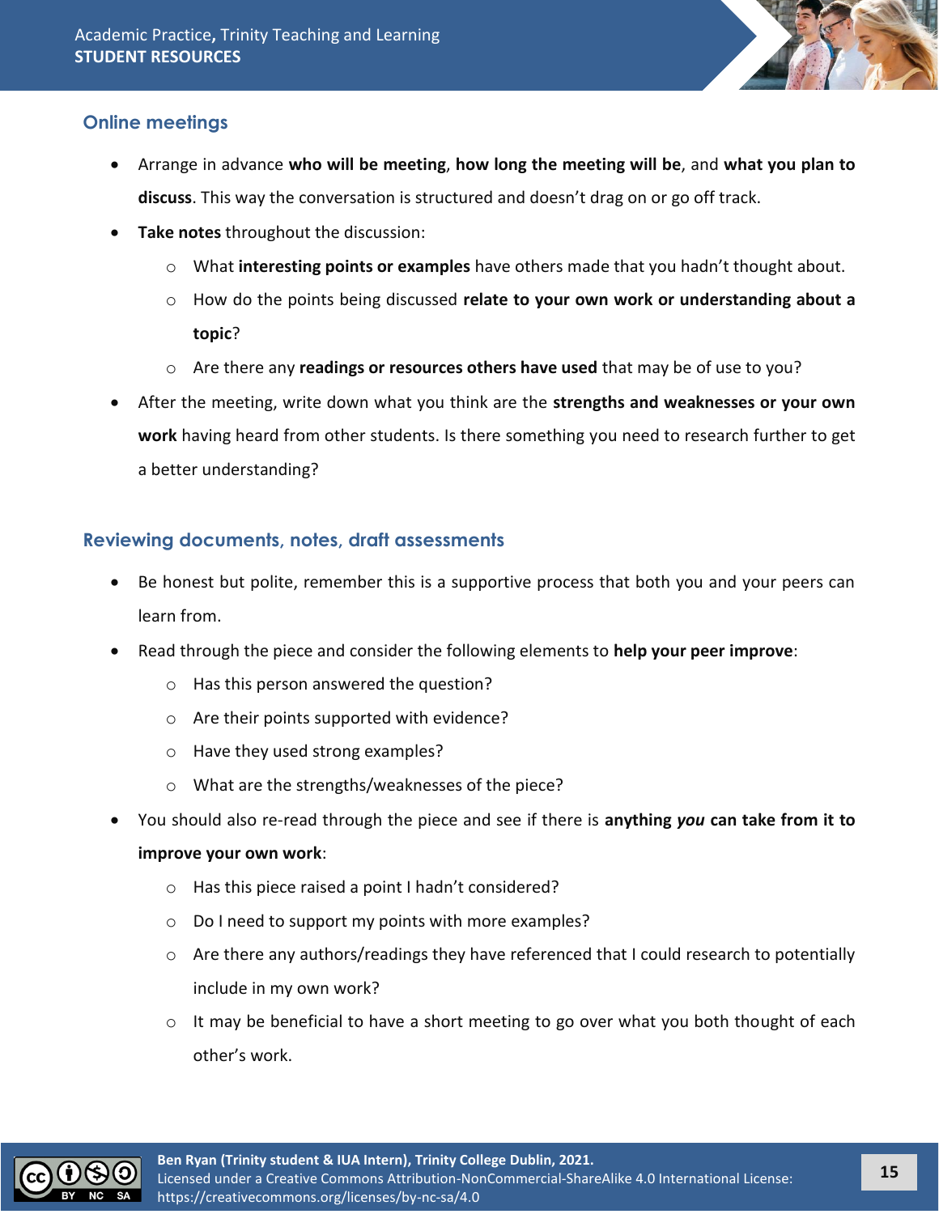## Online meetings

- Arrange in advance **who will be meeting**, **how long the meeting will be**, and **what you plan to discuss**. This way the conversation is structured and doesn't drag on or go off track.
- **Take notes** throughout the discussion:
  - What **interesting points or examples** have others made that you hadn't thought about.
  - How do the points being discussed **relate to your own work or understanding about a topic**?
  - Are there any **readings or resources others have used** that may be of use to you?
- After the meeting, write down what you think are the **strengths and weaknesses or your own work** having heard from other students. Is there something you need to research further to get a better understanding?

## Reviewing documents, notes, draft assessments

- Be honest but polite, remember this is a supportive process that both you and your peers can learn from.
- Read through the piece and consider the following elements to **help your peer improve**:
  - Has this person answered the question?
  - Are their points supported with evidence?
  - Have they used strong examples?
  - What are the strengths/weaknesses of the piece?
- You should also re-read through the piece and see if there is **anything *you* can take from it to improve your own work**:
  - Has this piece raised a point I hadn't considered?
  - Do I need to support my points with more examples?
  - Are there any authors/readings they have referenced that I could research to potentially include in my own work?
  - It may be beneficial to have a short meeting to go over what you both thought of each other's work.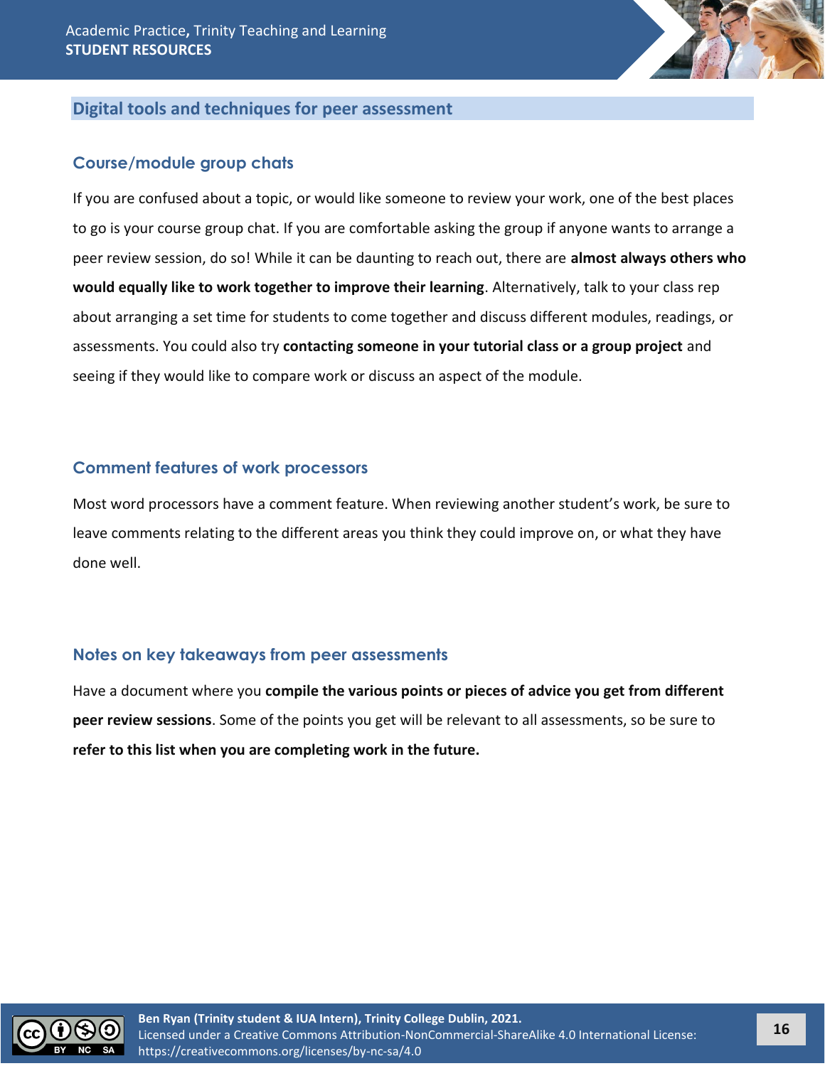## Digital tools and techniques for peer assessment

### Course/module group chats

If you are confused about a topic, or would like someone to review your work, one of the best places to go is your course group chat. If you are comfortable asking the group if anyone wants to arrange a peer review session, do so! While it can be daunting to reach out, there are **almost always others who would equally like to work together to improve their learning**. Alternatively, talk to your class rep about arranging a set time for students to come together and discuss different modules, readings, or assessments. You could also try **contacting someone in your tutorial class or a group project** and seeing if they would like to compare work or discuss an aspect of the module.

### Comment features of work processors

Most word processors have a comment feature. When reviewing another student's work, be sure to leave comments relating to the different areas you think they could improve on, or what they have done well.

### Notes on key takeaways from peer assessments

Have a document where you **compile the various points or pieces of advice you get from different peer review sessions**. Some of the points you get will be relevant to all assessments, so be sure to **refer to this list when you are completing work in the future.**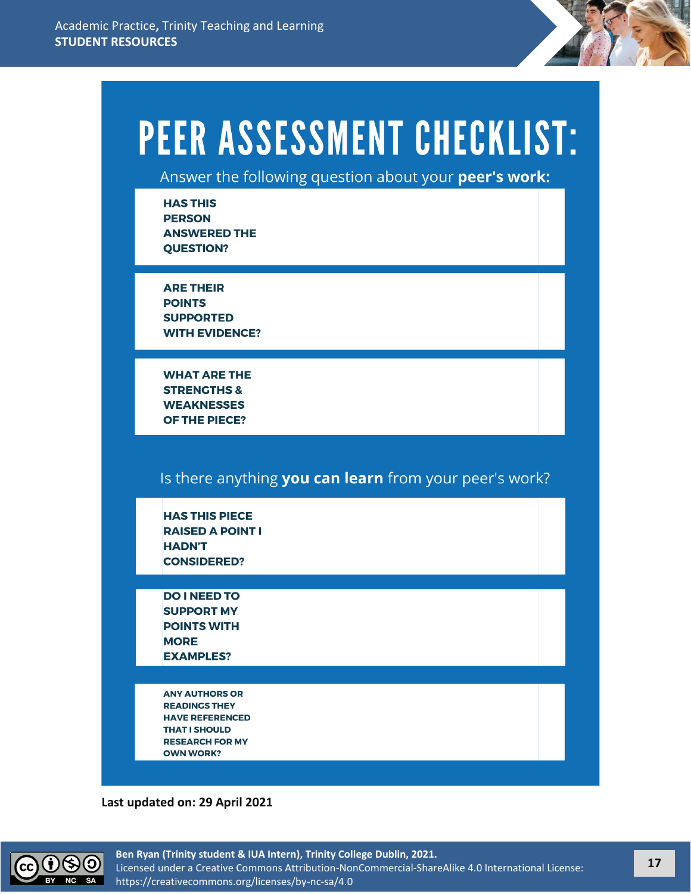# PEER ASSESSMENT CHECKLIST:

Answer the following question about your **peer's work:**

| | |
|---|---|
| **HAS THIS PERSON ANSWERED THE QUESTION?** | |
| **ARE THEIR POINTS SUPPORTED WITH EVIDENCE?** | |
| **WHAT ARE THE STRENGTHS & WEAKNESSES OF THE PIECE?** | |

Is there anything **you can learn** from your peer's work?

| | |
|---|---|
| **HAS THIS PIECE RAISED A POINT I HADN'T CONSIDERED?** | |
| **DO I NEED TO SUPPORT MY POINTS WITH MORE EXAMPLES?** | |
| **ANY AUTHORS OR READINGS THEY HAVE REFERENCED THAT I SHOULD RESEARCH FOR MY OWN WORK?** | |

**Last updated on: 29 April 2021**

**Ben Ryan (Trinity student & IUA Intern), Trinity College Dublin, 2021.**
Licensed under a Creative Commons Attribution-NonCommercial-ShareAlike 4.0 International License: https://creativecommons.org/licenses/by-nc-sa/4.0